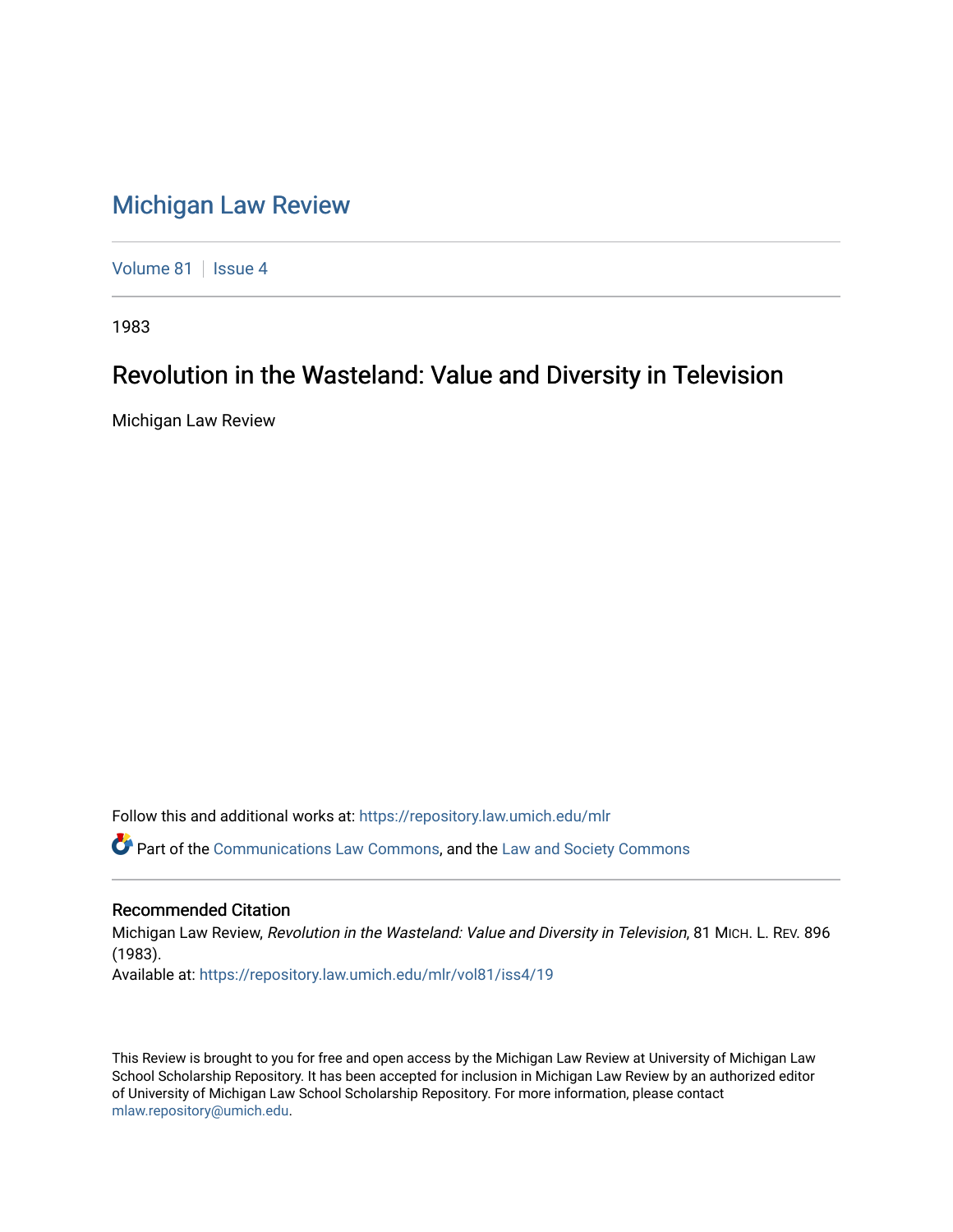# Michigan Law Review

Volume 81 | Issue 4

1983

## Revolution in the Wasteland: Value and Diversity in Television

Michigan Law Review

Follow this and additional works at: https://repository.law.umich.edu/mlr

Part of the Communications Law Commons, and the Law and Society Commons

### Recommended Citation

Michigan Law Review, *Revolution in the Wasteland: Value and Diversity in Television*, 81 MICH. L. REV. 896 (1983).

Available at: https://repository.law.umich.edu/mlr/vol81/iss4/19

This Review is brought to you for free and open access by the Michigan Law Review at University of Michigan Law School Scholarship Repository. It has been accepted for inclusion in Michigan Law Review by an authorized editor of University of Michigan Law School Scholarship Repository. For more information, please contact mlaw.repository@umich.edu.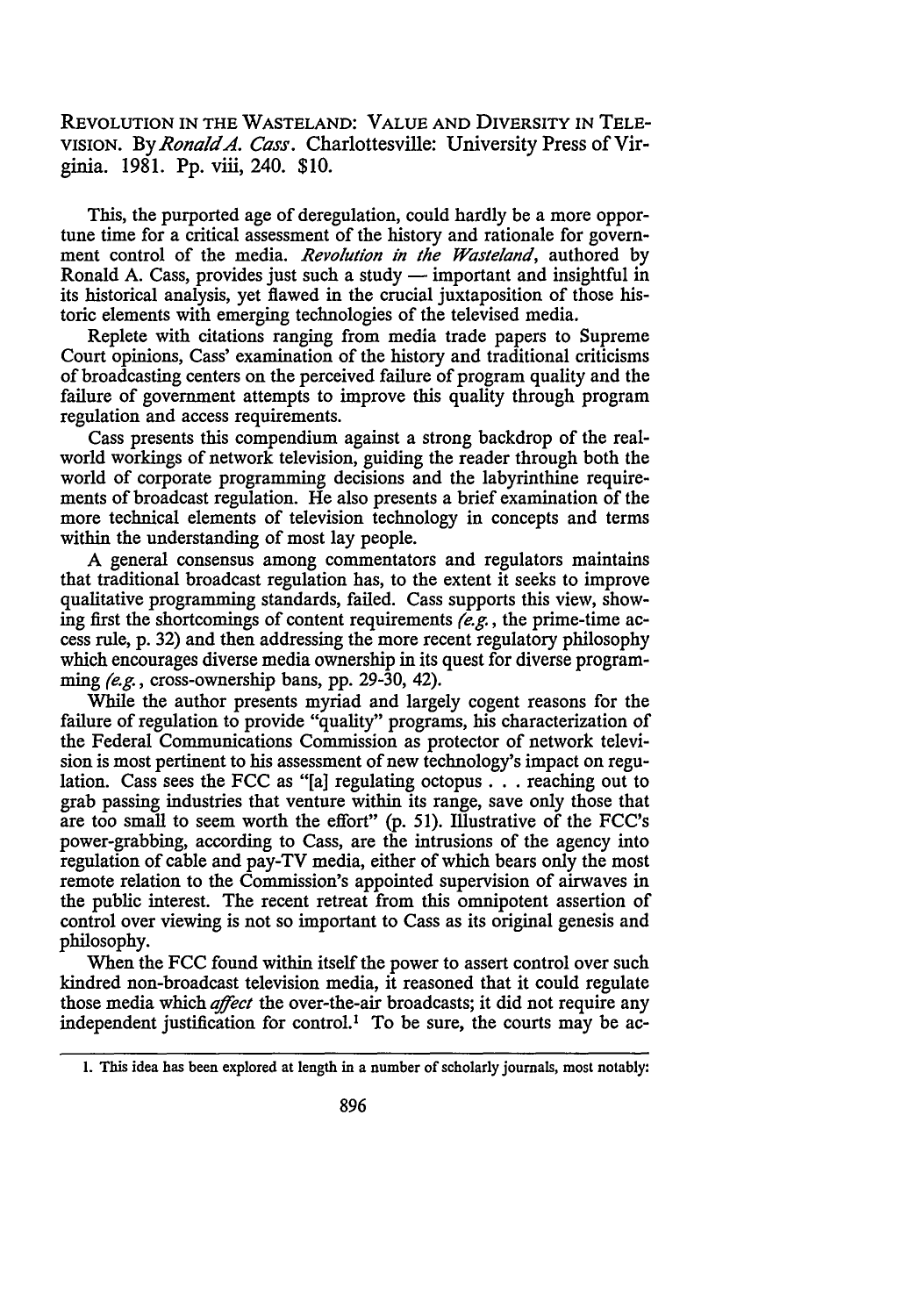REVOLUTION IN THE WASTELAND: VALUE AND DIVERSITY IN TELEVISION. By *Ronald A. Cass*. Charlottesville: University Press of Virginia. 1981. Pp. viii, 240. $10.

This, the purported age of deregulation, could hardly be a more opportune time for a critical assessment of the history and rationale for government control of the media. *Revolution in the Wasteland*, authored by Ronald A. Cass, provides just such a study — important and insightful in its historical analysis, yet flawed in the crucial juxtaposition of those historic elements with emerging technologies of the televised media.

Replete with citations ranging from media trade papers to Supreme Court opinions, Cass' examination of the history and traditional criticisms of broadcasting centers on the perceived failure of program quality and the failure of government attempts to improve this quality through program regulation and access requirements.

Cass presents this compendium against a strong backdrop of the real-world workings of network television, guiding the reader through both the world of corporate programming decisions and the labyrinthine requirements of broadcast regulation. He also presents a brief examination of the more technical elements of television technology in concepts and terms within the understanding of most lay people.

A general consensus among commentators and regulators maintains that traditional broadcast regulation has, to the extent it seeks to improve qualitative programming standards, failed. Cass supports this view, showing first the shortcomings of content requirements *(e.g.*, the prime-time access rule, p. 32) and then addressing the more recent regulatory philosophy which encourages diverse media ownership in its quest for diverse programming *(e.g.*, cross-ownership bans, pp. 29-30, 42).

While the author presents myriad and largely cogent reasons for the failure of regulation to provide "quality" programs, his characterization of the Federal Communications Commission as protector of network television is most pertinent to his assessment of new technology's impact on regulation. Cass sees the FCC as "[a] regulating octopus . . . reaching out to grab passing industries that venture within its range, save only those that are too small to seem worth the effort" (p. 51). Illustrative of the FCC's power-grabbing, according to Cass, are the intrusions of the agency into regulation of cable and pay-TV media, either of which bears only the most remote relation to the Commission's appointed supervision of airwaves in the public interest. The recent retreat from this omnipotent assertion of control over viewing is not so important to Cass as its original genesis and philosophy.

When the FCC found within itself the power to assert control over such kindred non-broadcast television media, it reasoned that it could regulate those media which *affect* the over-the-air broadcasts; it did not require any independent justification for control.[1] To be sure, the courts may be ac-

1. This idea has been explored at length in a number of scholarly journals, most notably: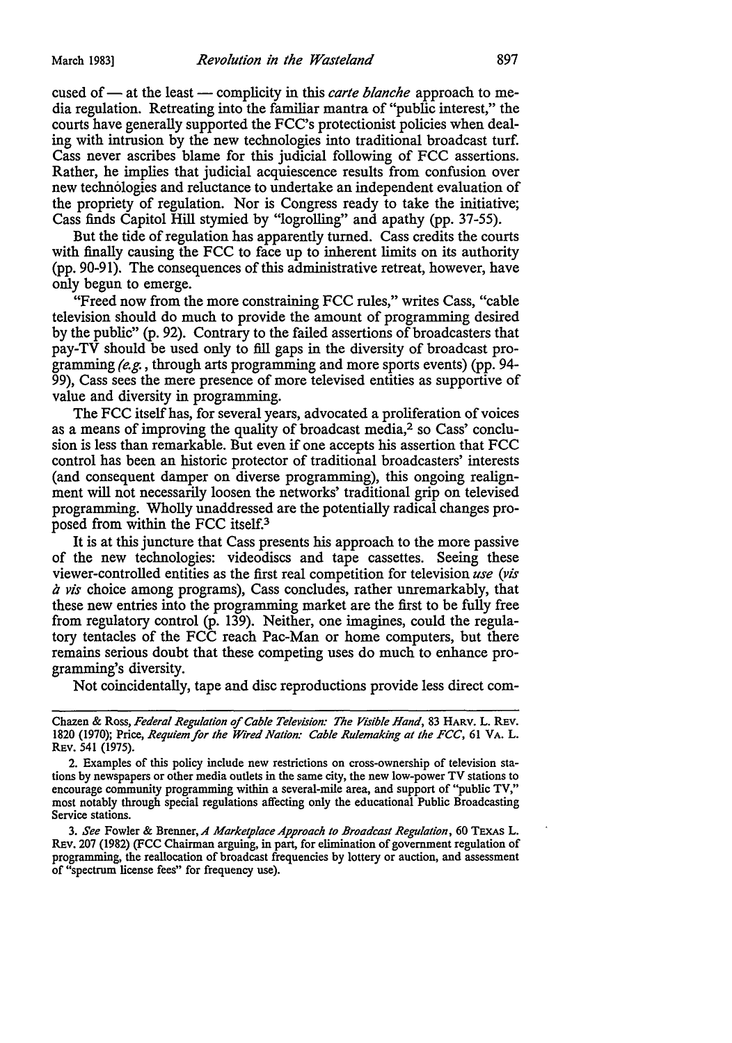cused of — at the least — complicity in this *carte blanche* approach to media regulation. Retreating into the familiar mantra of "public interest," the courts have generally supported the FCC's protectionist policies when dealing with intrusion by the new technologies into traditional broadcast turf. Cass never ascribes blame for this judicial following of FCC assertions. Rather, he implies that judicial acquiescence results from confusion over new technologies and reluctance to undertake an independent evaluation of the propriety of regulation. Nor is Congress ready to take the initiative; Cass finds Capitol Hill stymied by "logrolling" and apathy (pp. 37-55).

But the tide of regulation has apparently turned. Cass credits the courts with finally causing the FCC to face up to inherent limits on its authority (pp. 90-91). The consequences of this administrative retreat, however, have only begun to emerge.

"Freed now from the more constraining FCC rules," writes Cass, "cable television should do much to provide the amount of programming desired by the public" (p. 92). Contrary to the failed assertions of broadcasters that pay-TV should be used only to fill gaps in the diversity of broadcast programming *(e.g.*, through arts programming and more sports events) (pp. 94-99), Cass sees the mere presence of more televised entities as supportive of value and diversity in programming.

The FCC itself has, for several years, advocated a proliferation of voices as a means of improving the quality of broadcast media,[2] so Cass' conclusion is less than remarkable. But even if one accepts his assertion that FCC control has been an historic protector of traditional broadcasters' interests (and consequent damper on diverse programming), this ongoing realignment will not necessarily loosen the networks' traditional grip on televised programming. Wholly unaddressed are the potentially radical changes proposed from within the FCC itself.[3]

It is at this juncture that Cass presents his approach to the more passive of the new technologies: videodiscs and tape cassettes. Seeing these viewer-controlled entities as the first real competition for television *use* (*vis à vis* choice among programs), Cass concludes, rather unremarkably, that these new entries into the programming market are the first to be fully free from regulatory control (p. 139). Neither, one imagines, could the regulatory tentacles of the FCC reach Pac-Man or home computers, but there remains serious doubt that these competing uses do much to enhance programming's diversity.

Not coincidentally, tape and disc reproductions provide less direct com-

---

Chazen & Ross, *Federal Regulation of Cable Television: The Visible Hand*, 83 HARV. L. REV. 1820 (1970); Price, *Requiem for the Wired Nation: Cable Rulemaking at the FCC*, 61 VA. L. REV. 541 (1975).

2. Examples of this policy include new restrictions on cross-ownership of television stations by newspapers or other media outlets in the same city, the new low-power TV stations to encourage community programming within a several-mile area, and support of "public TV," most notably through special regulations affecting only the educational Public Broadcasting Service stations.

3. *See* Fowler & Brenner, *A Marketplace Approach to Broadcast Regulation*, 60 TEXAS L. REV. 207 (1982) (FCC Chairman arguing, in part, for elimination of government regulation of programming, the reallocation of broadcast frequencies by lottery or auction, and assessment of "spectrum license fees" for frequency use).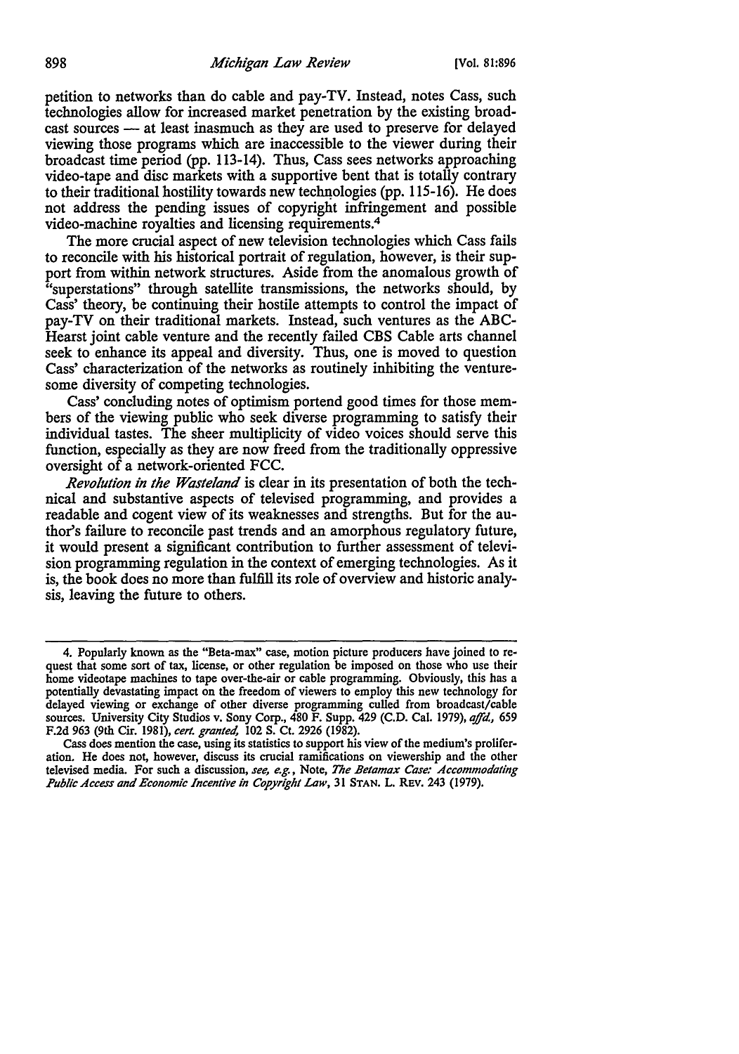petition to networks than do cable and pay-TV. Instead, notes Cass, such technologies allow for increased market penetration by the existing broadcast sources — at least inasmuch as they are used to preserve for delayed viewing those programs which are inaccessible to the viewer during their broadcast time period (pp. 113-14). Thus, Cass sees networks approaching video-tape and disc markets with a supportive bent that is totally contrary to their traditional hostility towards new technologies (pp. 115-16). He does not address the pending issues of copyright infringement and possible video-machine royalties and licensing requirements.[4]

The more crucial aspect of new television technologies which Cass fails to reconcile with his historical portrait of regulation, however, is their support from within network structures. Aside from the anomalous growth of "superstations" through satellite transmissions, the networks should, by Cass' theory, be continuing their hostile attempts to control the impact of pay-TV on their traditional markets. Instead, such ventures as the ABC-Hearst joint cable venture and the recently failed CBS Cable arts channel seek to enhance its appeal and diversity. Thus, one is moved to question Cass' characterization of the networks as routinely inhibiting the venturesome diversity of competing technologies.

Cass' concluding notes of optimism portend good times for those members of the viewing public who seek diverse programming to satisfy their individual tastes. The sheer multiplicity of video voices should serve this function, especially as they are now freed from the traditionally oppressive oversight of a network-oriented FCC.

*Revolution in the Wasteland* is clear in its presentation of both the technical and substantive aspects of televised programming, and provides a readable and cogent view of its weaknesses and strengths. But for the author's failure to reconcile past trends and an amorphous regulatory future, it would present a significant contribution to further assessment of television programming regulation in the context of emerging technologies. As it is, the book does no more than fulfill its role of overview and historic analysis, leaving the future to others.

---

4. Popularly known as the "Beta-max" case, motion picture producers have joined to request that some sort of tax, license, or other regulation be imposed on those who use their home videotape machines to tape over-the-air or cable programming. Obviously, this has a potentially devastating impact on the freedom of viewers to employ this new technology for delayed viewing or exchange of other diverse programming culled from broadcast/cable sources. University City Studios v. Sony Corp., 480 F. Supp. 429 (C.D. Cal. 1979), *affd.,* 659 F.2d 963 (9th Cir. 1981), *cert. granted,* 102 S. Ct. 2926 (1982).

Cass does mention the case, using its statistics to support his view of the medium's proliferation. He does not, however, discuss its crucial ramifications on viewership and the other televised media. For such a discussion, *see, e.g.,* Note, *The Betamax Case: Accommodating Public Access and Economic Incentive in Copyright Law,* 31 STAN. L. REV. 243 (1979).